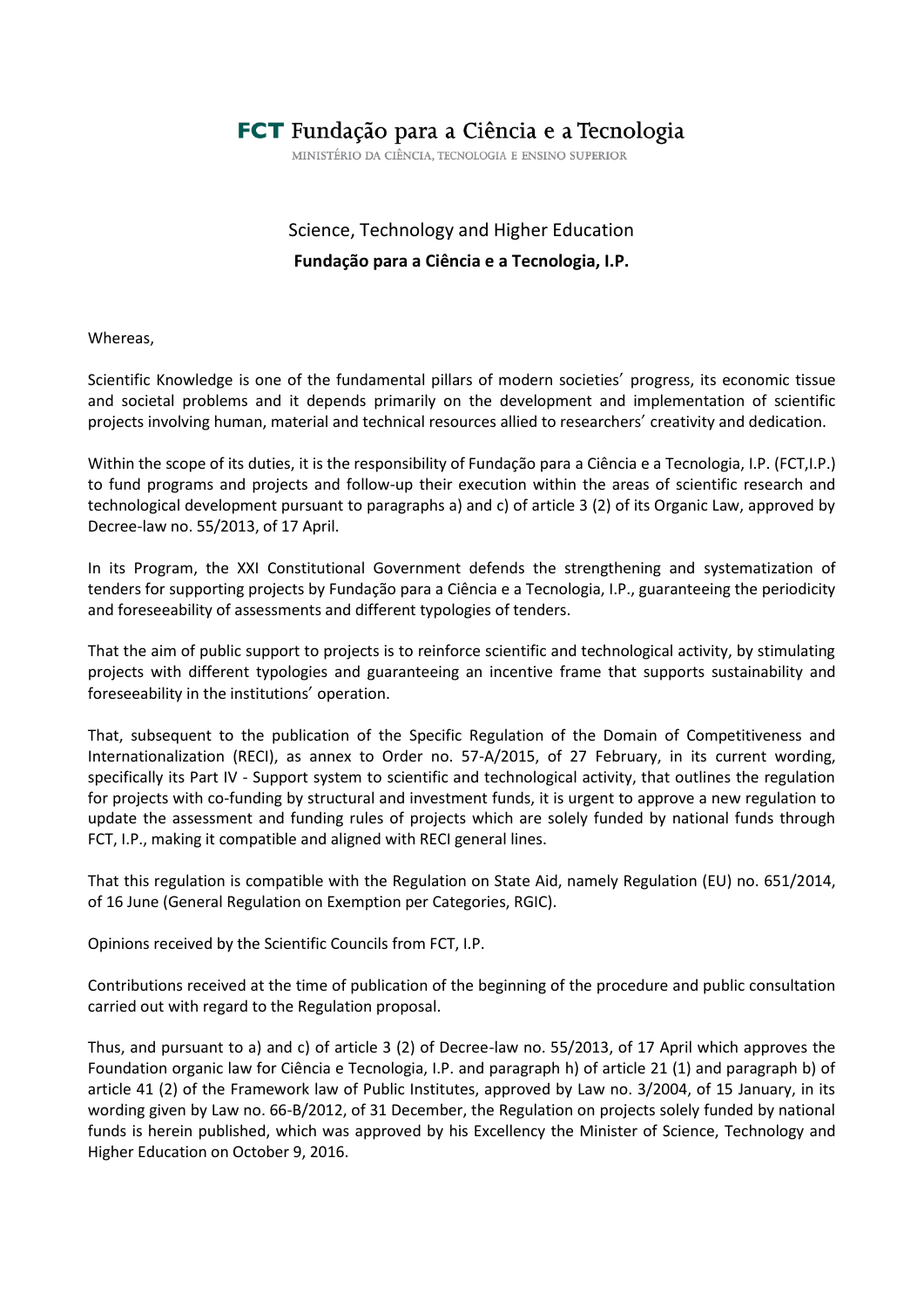FCT Fundação para a Ciência e a Tecnologia

MINISTÉRIO DA CIÊNCIA, TECNOLOGIA E ENSINO SUPERIOR

# Science, Technology and Higher Education

## **Fundação para a Ciência e a Tecnologia, I.P.**

Whereas,

Scientific Knowledge is one of the fundamental pillars of modern societies' progress, its economic tissue and societal problems and it depends primarily on the development and implementation of scientific projects involving human, material and technical resources allied to researchers' creativity and dedication.

Within the scope of its duties, it is the responsibility of Fundação para a Ciência e a Tecnologia, I.P. (FCT,I.P.) to fund programs and projects and follow-up their execution within the areas of scientific research and technological development pursuant to paragraphs a) and c) of article 3 (2) of its Organic Law, approved by Decree-law no. 55/2013, of 17 April.

In its Program, the XXI Constitutional Government defends the strengthening and systematization of tenders for supporting projects by Fundação para a Ciência e a Tecnologia, I.P., guaranteeing the periodicity and foreseeability of assessments and different typologies of tenders.

That the aim of public support to projects is to reinforce scientific and technological activity, by stimulating projects with different typologies and guaranteeing an incentive frame that supports sustainability and foreseeability in the institutions' operation.

That, subsequent to the publication of the Specific Regulation of the Domain of Competitiveness and Internationalization (RECI), as annex to Order no. 57-A/2015, of 27 February, in its current wording, specifically its Part IV - Support system to scientific and technological activity, that outlines the regulation for projects with co-funding by structural and investment funds, it is urgent to approve a new regulation to update the assessment and funding rules of projects which are solely funded by national funds through FCT, I.P., making it compatible and aligned with RECI general lines.

That this regulation is compatible with the Regulation on State Aid, namely Regulation (EU) no. 651/2014, of 16 June (General Regulation on Exemption per Categories, RGIC).

Opinions received by the Scientific Councils from FCT, I.P.

Contributions received at the time of publication of the beginning of the procedure and public consultation carried out with regard to the Regulation proposal.

Thus, and pursuant to a) and c) of article 3 (2) of Decree-law no. 55/2013, of 17 April which approves the Foundation organic law for Ciência e Tecnologia, I.P. and paragraph h) of article 21 (1) and paragraph b) of article 41 (2) of the Framework law of Public Institutes, approved by Law no. 3/2004, of 15 January, in its wording given by Law no. 66-B/2012, of 31 December, the Regulation on projects solely funded by national funds is herein published, which was approved by his Excellency the Minister of Science, Technology and Higher Education on October 9, 2016.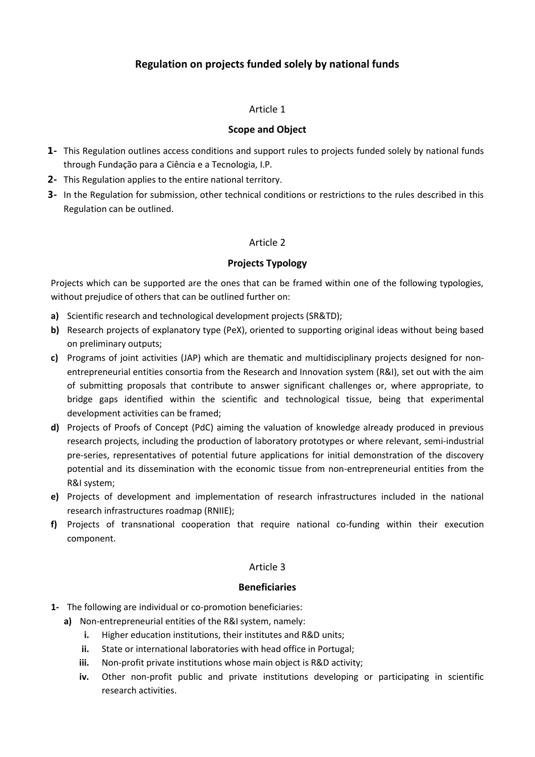# Regulation on projects funded solely by national funds

## Article 1

### Scope and Object

1- This Regulation outlines access conditions and support rules to projects funded solely by national funds through Fundação para a Ciência e a Tecnologia, I.P.

2- This Regulation applies to the entire national territory.

3- In the Regulation for submission, other technical conditions or restrictions to the rules described in this Regulation can be outlined.

## Article 2

### Projects Typology

Projects which can be supported are the ones that can be framed within one of the following typologies, without prejudice of others that can be outlined further on:

**a)** Scientific research and technological development projects (SR&TD);

**b)** Research projects of explanatory type (PeX), oriented to supporting original ideas without being based on preliminary outputs;

**c)** Programs of joint activities (JAP) which are thematic and multidisciplinary projects designed for non-entrepreneurial entities consortia from the Research and Innovation system (R&I), set out with the aim of submitting proposals that contribute to answer significant challenges or, where appropriate, to bridge gaps identified within the scientific and technological tissue, being that experimental development activities can be framed;

**d)** Projects of Proofs of Concept (PdC) aiming the valuation of knowledge already produced in previous research projects, including the production of laboratory prototypes or where relevant, semi-industrial pre-series, representatives of potential future applications for initial demonstration of the discovery potential and its dissemination with the economic tissue from non-entrepreneurial entities from the R&I system;

**e)** Projects of development and implementation of research infrastructures included in the national research infrastructures roadmap (RNIIE);

**f)** Projects of transnational cooperation that require national co-funding within their execution component.

## Article 3

### Beneficiaries

1- The following are individual or co-promotion beneficiaries:

**a)** Non-entrepreneurial entities of the R&I system, namely:

  **i.** Higher education institutions, their institutes and R&D units;

  **ii.** State or international laboratories with head office in Portugal;

  **iii.** Non-profit private institutions whose main object is R&D activity;

  **iv.** Other non-profit public and private institutions developing or participating in scientific research activities.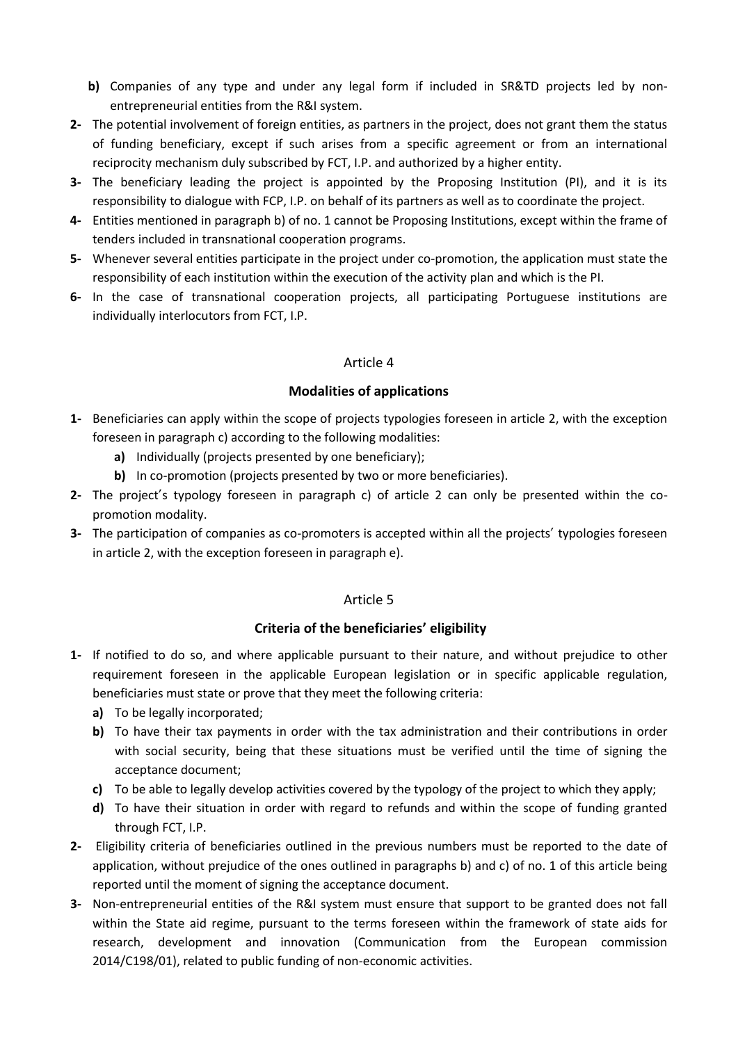**b)** Companies of any type and under any legal form if included in SR&TD projects led by non-entrepreneurial entities from the R&I system.

**2-** The potential involvement of foreign entities, as partners in the project, does not grant them the status of funding beneficiary, except if such arises from a specific agreement or from an international reciprocity mechanism duly subscribed by FCT, I.P. and authorized by a higher entity.

**3-** The beneficiary leading the project is appointed by the Proposing Institution (PI), and it is its responsibility to dialogue with FCP, I.P. on behalf of its partners as well as to coordinate the project.

**4-** Entities mentioned in paragraph b) of no. 1 cannot be Proposing Institutions, except within the frame of tenders included in transnational cooperation programs.

**5-** Whenever several entities participate in the project under co-promotion, the application must state the responsibility of each institution within the execution of the activity plan and which is the PI.

**6-** In the case of transnational cooperation projects, all participating Portuguese institutions are individually interlocutors from FCT, I.P.

Article 4

**Modalities of applications**

**1-** Beneficiaries can apply within the scope of projects typologies foreseen in article 2, with the exception foreseen in paragraph c) according to the following modalities:

- **a)** Individually (projects presented by one beneficiary);
- **b)** In co-promotion (projects presented by two or more beneficiaries).

**2-** The project's typology foreseen in paragraph c) of article 2 can only be presented within the co-promotion modality.

**3-** The participation of companies as co-promoters is accepted within all the projects' typologies foreseen in article 2, with the exception foreseen in paragraph e).

Article 5

**Criteria of the beneficiaries' eligibility**

**1-** If notified to do so, and where applicable pursuant to their nature, and without prejudice to other requirement foreseen in the applicable European legislation or in specific applicable regulation, beneficiaries must state or prove that they meet the following criteria:

- **a)** To be legally incorporated;
- **b)** To have their tax payments in order with the tax administration and their contributions in order with social security, being that these situations must be verified until the time of signing the acceptance document;
- **c)** To be able to legally develop activities covered by the typology of the project to which they apply;
- **d)** To have their situation in order with regard to refunds and within the scope of funding granted through FCT, I.P.

**2-** Eligibility criteria of beneficiaries outlined in the previous numbers must be reported to the date of application, without prejudice of the ones outlined in paragraphs b) and c) of no. 1 of this article being reported until the moment of signing the acceptance document.

**3-** Non-entrepreneurial entities of the R&I system must ensure that support to be granted does not fall within the State aid regime, pursuant to the terms foreseen within the framework of state aids for research, development and innovation (Communication from the European commission 2014/C198/01), related to public funding of non-economic activities.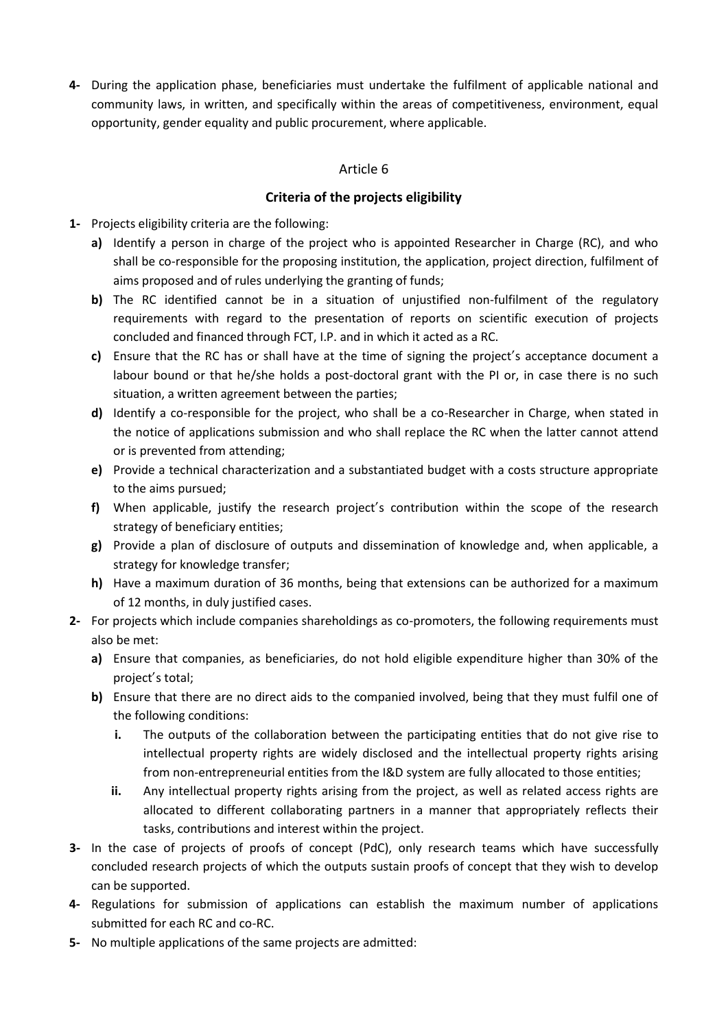4- During the application phase, beneficiaries must undertake the fulfilment of applicable national and community laws, in written, and specifically within the areas of competitiveness, environment, equal opportunity, gender equality and public procurement, where applicable.

## Article 6

### Criteria of the projects eligibility

1- Projects eligibility criteria are the following:
   - **a)** Identify a person in charge of the project who is appointed Researcher in Charge (RC), and who shall be co-responsible for the proposing institution, the application, project direction, fulfilment of aims proposed and of rules underlying the granting of funds;
   - **b)** The RC identified cannot be in a situation of unjustified non-fulfilment of the regulatory requirements with regard to the presentation of reports on scientific execution of projects concluded and financed through FCT, I.P. and in which it acted as a RC.
   - **c)** Ensure that the RC has or shall have at the time of signing the project's acceptance document a labour bound or that he/she holds a post-doctoral grant with the PI or, in case there is no such situation, a written agreement between the parties;
   - **d)** Identify a co-responsible for the project, who shall be a co-Researcher in Charge, when stated in the notice of applications submission and who shall replace the RC when the latter cannot attend or is prevented from attending;
   - **e)** Provide a technical characterization and a substantiated budget with a costs structure appropriate to the aims pursued;
   - **f)** When applicable, justify the research project's contribution within the scope of the research strategy of beneficiary entities;
   - **g)** Provide a plan of disclosure of outputs and dissemination of knowledge and, when applicable, a strategy for knowledge transfer;
   - **h)** Have a maximum duration of 36 months, being that extensions can be authorized for a maximum of 12 months, in duly justified cases.
2- For projects which include companies shareholdings as co-promoters, the following requirements must also be met:
   - **a)** Ensure that companies, as beneficiaries, do not hold eligible expenditure higher than 30% of the project's total;
   - **b)** Ensure that there are no direct aids to the companied involved, being that they must fulfil one of the following conditions:
      - **i.** The outputs of the collaboration between the participating entities that do not give rise to intellectual property rights are widely disclosed and the intellectual property rights arising from non-entrepreneurial entities from the I&D system are fully allocated to those entities;
      - **ii.** Any intellectual property rights arising from the project, as well as related access rights are allocated to different collaborating partners in a manner that appropriately reflects their tasks, contributions and interest within the project.
3- In the case of projects of proofs of concept (PdC), only research teams which have successfully concluded research projects of which the outputs sustain proofs of concept that they wish to develop can be supported.
4- Regulations for submission of applications can establish the maximum number of applications submitted for each RC and co-RC.
5- No multiple applications of the same projects are admitted: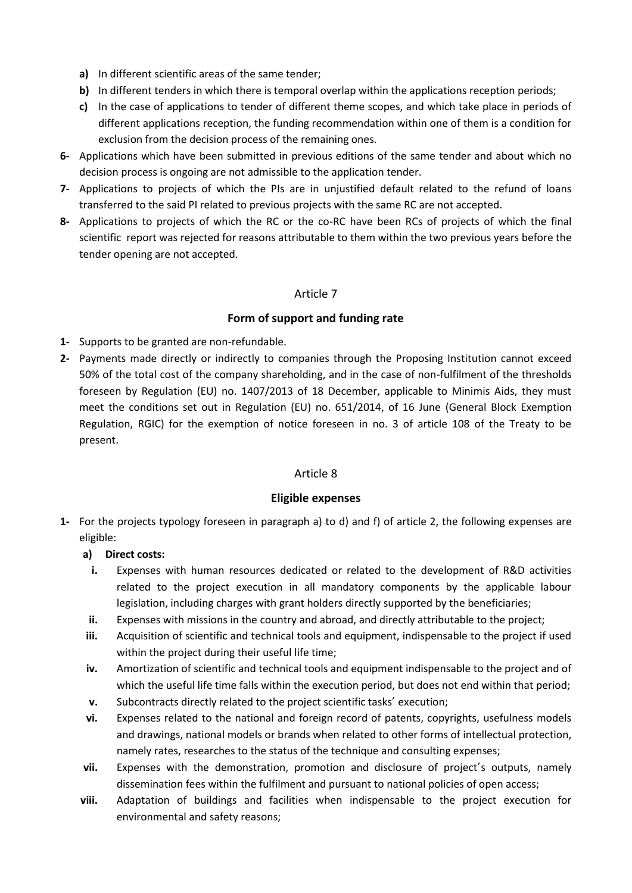**a)** In different scientific areas of the same tender;

**b)** In different tenders in which there is temporal overlap within the applications reception periods;

**c)** In the case of applications to tender of different theme scopes, and which take place in periods of different applications reception, the funding recommendation within one of them is a condition for exclusion from the decision process of the remaining ones.

**6-** Applications which have been submitted in previous editions of the same tender and about which no decision process is ongoing are not admissible to the application tender.

**7-** Applications to projects of which the PIs are in unjustified default related to the refund of loans transferred to the said PI related to previous projects with the same RC are not accepted.

**8-** Applications to projects of which the RC or the co-RC have been RCs of projects of which the final scientific report was rejected for reasons attributable to them within the two previous years before the tender opening are not accepted.

## Article 7

### Form of support and funding rate

**1-** Supports to be granted are non-refundable.

**2-** Payments made directly or indirectly to companies through the Proposing Institution cannot exceed 50% of the total cost of the company shareholding, and in the case of non-fulfilment of the thresholds foreseen by Regulation (EU) no. 1407/2013 of 18 December, applicable to Minimis Aids, they must meet the conditions set out in Regulation (EU) no. 651/2014, of 16 June (General Block Exemption Regulation, RGIC) for the exemption of notice foreseen in no. 3 of article 108 of the Treaty to be present.

## Article 8

### Eligible expenses

**1-** For the projects typology foreseen in paragraph a) to d) and f) of article 2, the following expenses are eligible:

**a) Direct costs:**

**i.** Expenses with human resources dedicated or related to the development of R&D activities related to the project execution in all mandatory components by the applicable labour legislation, including charges with grant holders directly supported by the beneficiaries;

**ii.** Expenses with missions in the country and abroad, and directly attributable to the project;

**iii.** Acquisition of scientific and technical tools and equipment, indispensable to the project if used within the project during their useful life time;

**iv.** Amortization of scientific and technical tools and equipment indispensable to the project and of which the useful life time falls within the execution period, but does not end within that period;

**v.** Subcontracts directly related to the project scientific tasks' execution;

**vi.** Expenses related to the national and foreign record of patents, copyrights, usefulness models and drawings, national models or brands when related to other forms of intellectual protection, namely rates, researches to the status of the technique and consulting expenses;

**vii.** Expenses with the demonstration, promotion and disclosure of project's outputs, namely dissemination fees within the fulfilment and pursuant to national policies of open access;

**viii.** Adaptation of buildings and facilities when indispensable to the project execution for environmental and safety reasons;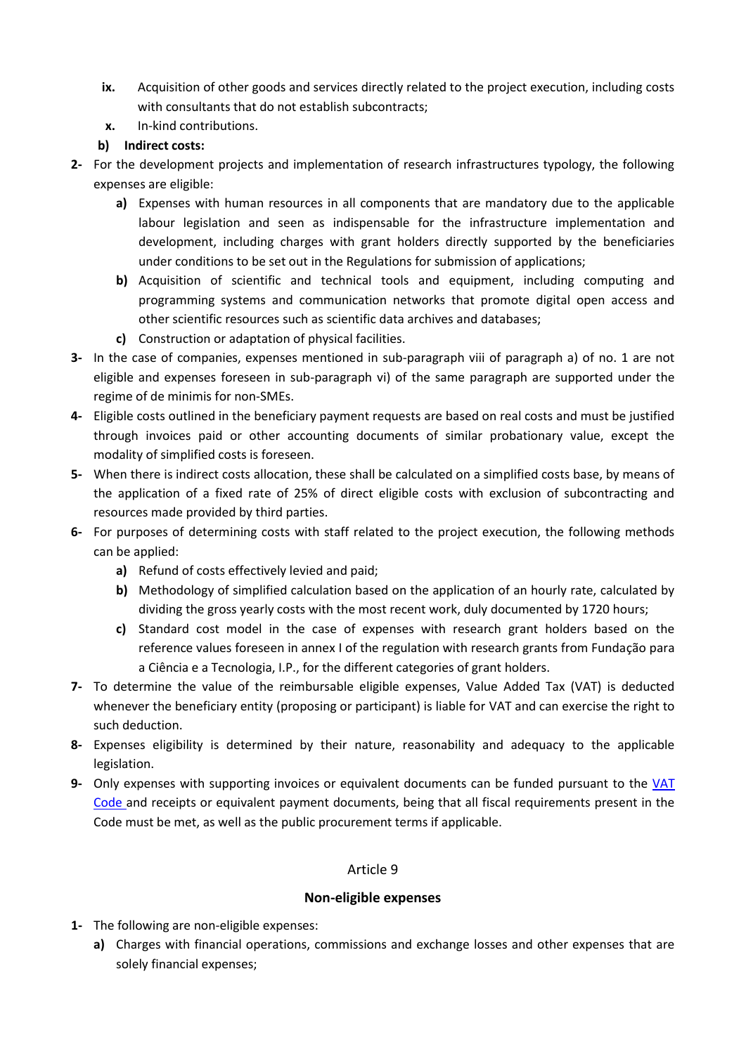- **ix.** Acquisition of other goods and services directly related to the project execution, including costs with consultants that do not establish subcontracts;
- **x.** In-kind contributions.

**b) Indirect costs:**

**2-** For the development projects and implementation of research infrastructures typology, the following expenses are eligible:

- **a)** Expenses with human resources in all components that are mandatory due to the applicable labour legislation and seen as indispensable for the infrastructure implementation and development, including charges with grant holders directly supported by the beneficiaries under conditions to be set out in the Regulations for submission of applications;
- **b)** Acquisition of scientific and technical tools and equipment, including computing and programming systems and communication networks that promote digital open access and other scientific resources such as scientific data archives and databases;
- **c)** Construction or adaptation of physical facilities.

**3-** In the case of companies, expenses mentioned in sub-paragraph viii of paragraph a) of no. 1 are not eligible and expenses foreseen in sub-paragraph vi) of the same paragraph are supported under the regime of de minimis for non-SMEs.

**4-** Eligible costs outlined in the beneficiary payment requests are based on real costs and must be justified through invoices paid or other accounting documents of similar probationary value, except the modality of simplified costs is foreseen.

**5-** When there is indirect costs allocation, these shall be calculated on a simplified costs base, by means of the application of a fixed rate of 25% of direct eligible costs with exclusion of subcontracting and resources made provided by third parties.

**6-** For purposes of determining costs with staff related to the project execution, the following methods can be applied:

- **a)** Refund of costs effectively levied and paid;
- **b)** Methodology of simplified calculation based on the application of an hourly rate, calculated by dividing the gross yearly costs with the most recent work, duly documented by 1720 hours;
- **c)** Standard cost model in the case of expenses with research grant holders based on the reference values foreseen in annex I of the regulation with research grants from Fundação para a Ciência e a Tecnologia, I.P., for the different categories of grant holders.

**7-** To determine the value of the reimbursable eligible expenses, Value Added Tax (VAT) is deducted whenever the beneficiary entity (proposing or participant) is liable for VAT and can exercise the right to such deduction.

**8-** Expenses eligibility is determined by their nature, reasonability and adequacy to the applicable legislation.

**9-** Only expenses with supporting invoices or equivalent documents can be funded pursuant to the VAT Code and receipts or equivalent payment documents, being that all fiscal requirements present in the Code must be met, as well as the public procurement terms if applicable.

## Article 9

### Non-eligible expenses

**1-** The following are non-eligible expenses:

- **a)** Charges with financial operations, commissions and exchange losses and other expenses that are solely financial expenses;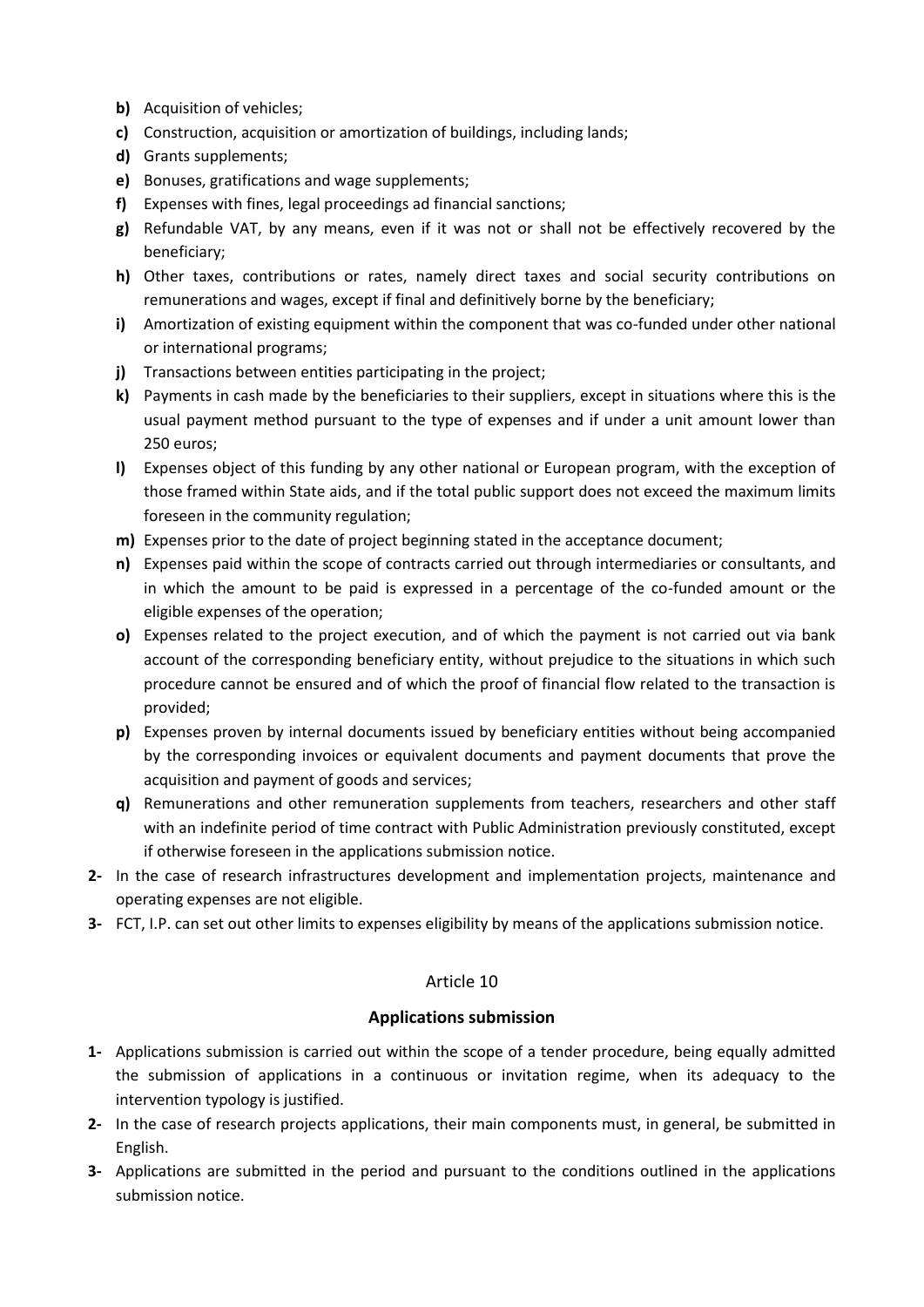- **b)** Acquisition of vehicles;
- **c)** Construction, acquisition or amortization of buildings, including lands;
- **d)** Grants supplements;
- **e)** Bonuses, gratifications and wage supplements;
- **f)** Expenses with fines, legal proceedings ad financial sanctions;
- **g)** Refundable VAT, by any means, even if it was not or shall not be effectively recovered by the beneficiary;
- **h)** Other taxes, contributions or rates, namely direct taxes and social security contributions on remunerations and wages, except if final and definitively borne by the beneficiary;
- **i)** Amortization of existing equipment within the component that was co-funded under other national or international programs;
- **j)** Transactions between entities participating in the project;
- **k)** Payments in cash made by the beneficiaries to their suppliers, except in situations where this is the usual payment method pursuant to the type of expenses and if under a unit amount lower than 250 euros;
- **l)** Expenses object of this funding by any other national or European program, with the exception of those framed within State aids, and if the total public support does not exceed the maximum limits foreseen in the community regulation;
- **m)** Expenses prior to the date of project beginning stated in the acceptance document;
- **n)** Expenses paid within the scope of contracts carried out through intermediaries or consultants, and in which the amount to be paid is expressed in a percentage of the co-funded amount or the eligible expenses of the operation;
- **o)** Expenses related to the project execution, and of which the payment is not carried out via bank account of the corresponding beneficiary entity, without prejudice to the situations in which such procedure cannot be ensured and of which the proof of financial flow related to the transaction is provided;
- **p)** Expenses proven by internal documents issued by beneficiary entities without being accompanied by the corresponding invoices or equivalent documents and payment documents that prove the acquisition and payment of goods and services;
- **q)** Remunerations and other remuneration supplements from teachers, researchers and other staff with an indefinite period of time contract with Public Administration previously constituted, except if otherwise foreseen in the applications submission notice.

**2-** In the case of research infrastructures development and implementation projects, maintenance and operating expenses are not eligible.

**3-** FCT, I.P. can set out other limits to expenses eligibility by means of the applications submission notice.

## Article 10

### Applications submission

**1-** Applications submission is carried out within the scope of a tender procedure, being equally admitted the submission of applications in a continuous or invitation regime, when its adequacy to the intervention typology is justified.

**2-** In the case of research projects applications, their main components must, in general, be submitted in English.

**3-** Applications are submitted in the period and pursuant to the conditions outlined in the applications submission notice.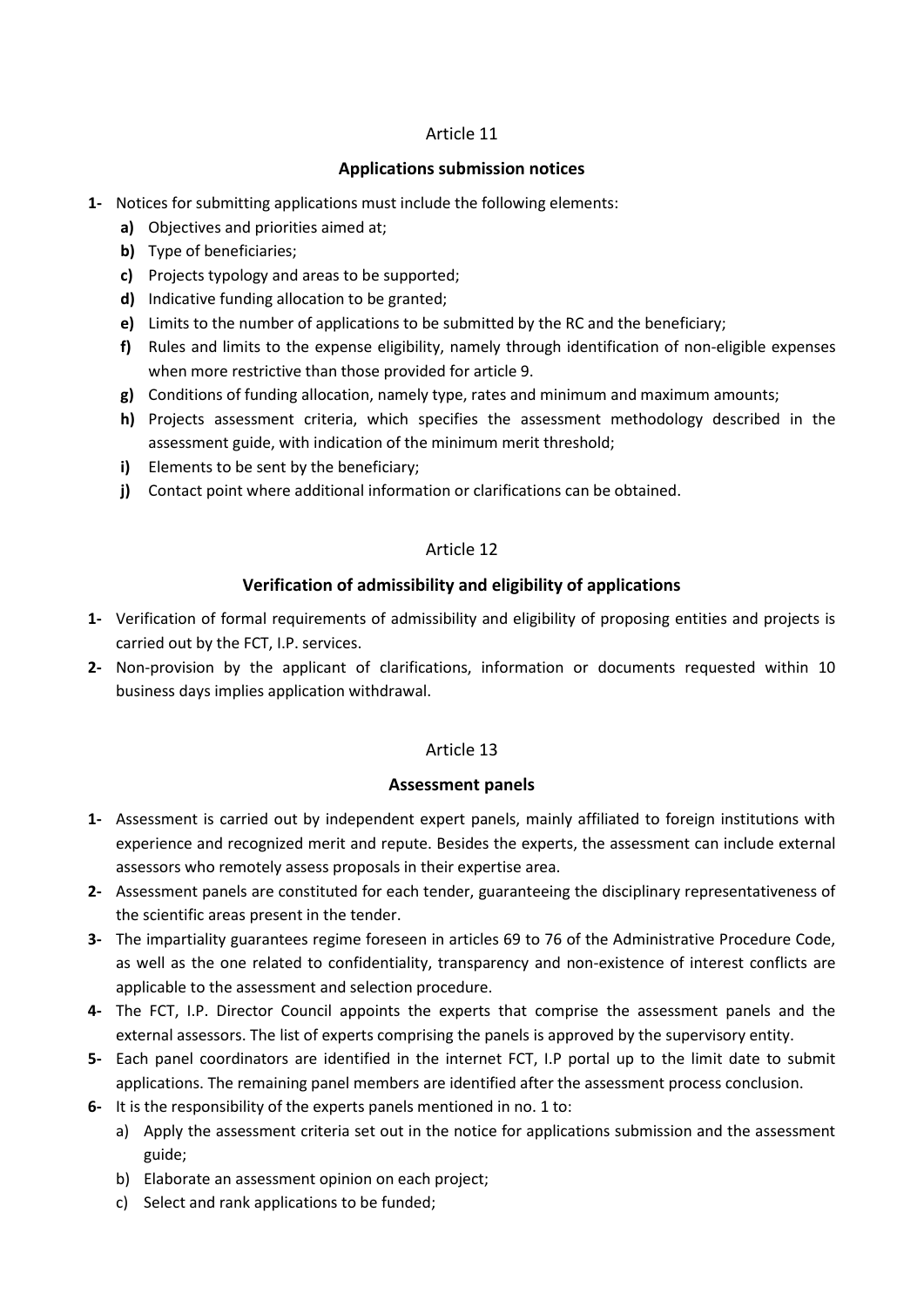Article 11

**Applications submission notices**

**1-** Notices for submitting applications must include the following elements:

**a)** Objectives and priorities aimed at;

**b)** Type of beneficiaries;

**c)** Projects typology and areas to be supported;

**d)** Indicative funding allocation to be granted;

**e)** Limits to the number of applications to be submitted by the RC and the beneficiary;

**f)** Rules and limits to the expense eligibility, namely through identification of non-eligible expenses when more restrictive than those provided for article 9.

**g)** Conditions of funding allocation, namely type, rates and minimum and maximum amounts;

**h)** Projects assessment criteria, which specifies the assessment methodology described in the assessment guide, with indication of the minimum merit threshold;

**i)** Elements to be sent by the beneficiary;

**j)** Contact point where additional information or clarifications can be obtained.

Article 12

**Verification of admissibility and eligibility of applications**

**1-** Verification of formal requirements of admissibility and eligibility of proposing entities and projects is carried out by the FCT, I.P. services.

**2-** Non-provision by the applicant of clarifications, information or documents requested within 10 business days implies application withdrawal.

Article 13

**Assessment panels**

**1-** Assessment is carried out by independent expert panels, mainly affiliated to foreign institutions with experience and recognized merit and repute. Besides the experts, the assessment can include external assessors who remotely assess proposals in their expertise area.

**2-** Assessment panels are constituted for each tender, guaranteeing the disciplinary representativeness of the scientific areas present in the tender.

**3-** The impartiality guarantees regime foreseen in articles 69 to 76 of the Administrative Procedure Code, as well as the one related to confidentiality, transparency and non-existence of interest conflicts are applicable to the assessment and selection procedure.

**4-** The FCT, I.P. Director Council appoints the experts that comprise the assessment panels and the external assessors. The list of experts comprising the panels is approved by the supervisory entity.

**5-** Each panel coordinators are identified in the internet FCT, I.P portal up to the limit date to submit applications. The remaining panel members are identified after the assessment process conclusion.

**6-** It is the responsibility of the experts panels mentioned in no. 1 to:

a) Apply the assessment criteria set out in the notice for applications submission and the assessment guide;

b) Elaborate an assessment opinion on each project;

c) Select and rank applications to be funded;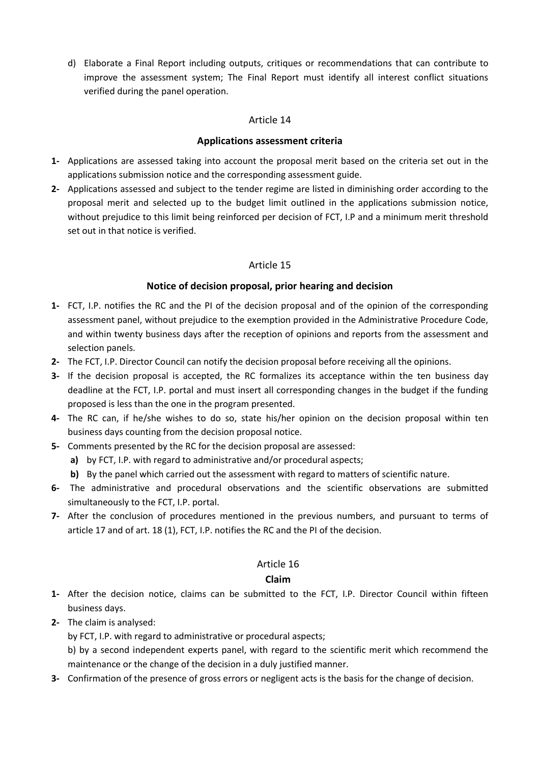d) Elaborate a Final Report including outputs, critiques or recommendations that can contribute to improve the assessment system; The Final Report must identify all interest conflict situations verified during the panel operation.

## Article 14

### Applications assessment criteria

1- Applications are assessed taking into account the proposal merit based on the criteria set out in the applications submission notice and the corresponding assessment guide.

2- Applications assessed and subject to the tender regime are listed in diminishing order according to the proposal merit and selected up to the budget limit outlined in the applications submission notice, without prejudice to this limit being reinforced per decision of FCT, I.P and a minimum merit threshold set out in that notice is verified.

## Article 15

### Notice of decision proposal, prior hearing and decision

1- FCT, I.P. notifies the RC and the PI of the decision proposal and of the opinion of the corresponding assessment panel, without prejudice to the exemption provided in the Administrative Procedure Code, and within twenty business days after the reception of opinions and reports from the assessment and selection panels.

2- The FCT, I.P. Director Council can notify the decision proposal before receiving all the opinions.

3- If the decision proposal is accepted, the RC formalizes its acceptance within the ten business day deadline at the FCT, I.P. portal and must insert all corresponding changes in the budget if the funding proposed is less than the one in the program presented.

4- The RC can, if he/she wishes to do so, state his/her opinion on the decision proposal within ten business days counting from the decision proposal notice.

5- Comments presented by the RC for the decision proposal are assessed:
   - **a)** by FCT, I.P. with regard to administrative and/or procedural aspects;
   - **b)** By the panel which carried out the assessment with regard to matters of scientific nature.

6- The administrative and procedural observations and the scientific observations are submitted simultaneously to the FCT, I.P. portal.

7- After the conclusion of procedures mentioned in the previous numbers, and pursuant to terms of article 17 and of art. 18 (1), FCT, I.P. notifies the RC and the PI of the decision.

## Article 16

### Claim

1- After the decision notice, claims can be submitted to the FCT, I.P. Director Council within fifteen business days.

2- The claim is analysed:

   by FCT, I.P. with regard to administrative or procedural aspects;

   b) by a second independent experts panel, with regard to the scientific merit which recommend the maintenance or the change of the decision in a duly justified manner.

3- Confirmation of the presence of gross errors or negligent acts is the basis for the change of decision.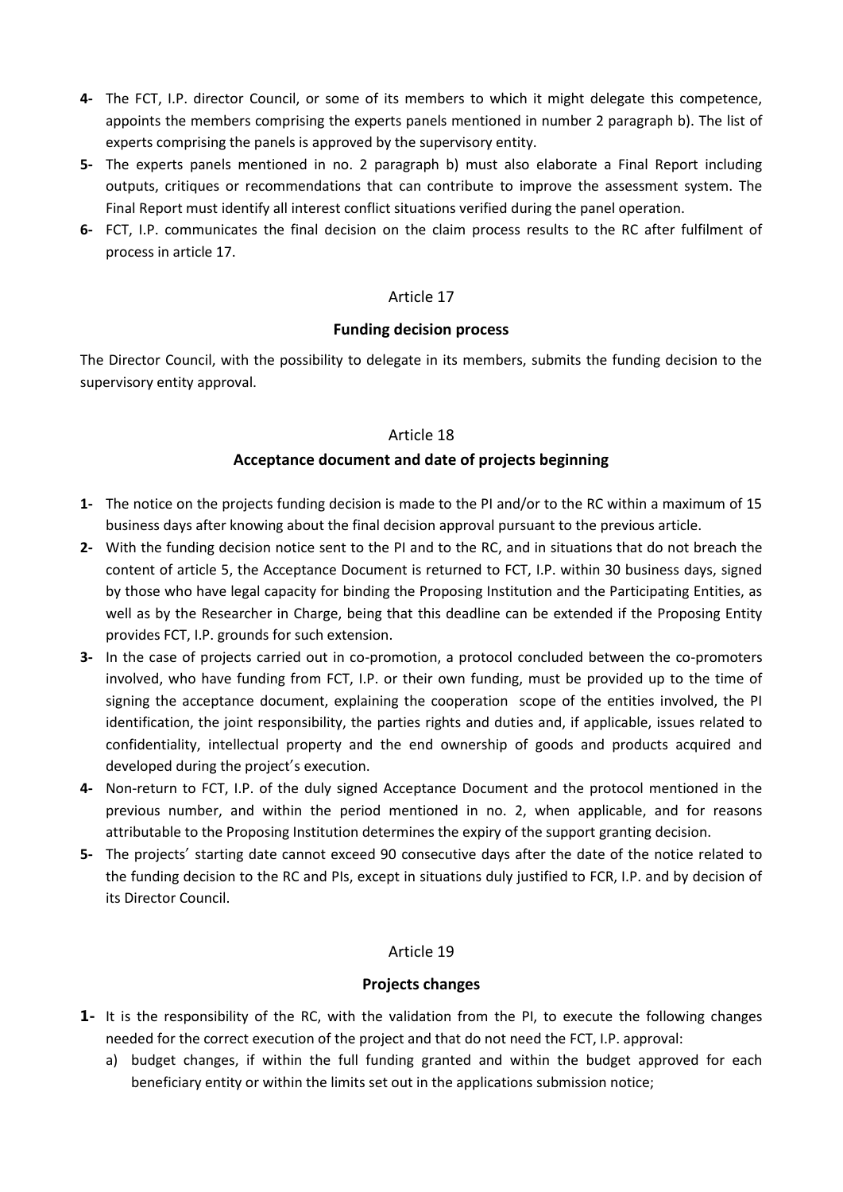**4-** The FCT, I.P. director Council, or some of its members to which it might delegate this competence, appoints the members comprising the experts panels mentioned in number 2 paragraph b). The list of experts comprising the panels is approved by the supervisory entity.

**5-** The experts panels mentioned in no. 2 paragraph b) must also elaborate a Final Report including outputs, critiques or recommendations that can contribute to improve the assessment system. The Final Report must identify all interest conflict situations verified during the panel operation.

**6-** FCT, I.P. communicates the final decision on the claim process results to the RC after fulfilment of process in article 17.

## Article 17

### Funding decision process

The Director Council, with the possibility to delegate in its members, submits the funding decision to the supervisory entity approval.

## Article 18

### Acceptance document and date of projects beginning

**1-** The notice on the projects funding decision is made to the PI and/or to the RC within a maximum of 15 business days after knowing about the final decision approval pursuant to the previous article.

**2-** With the funding decision notice sent to the PI and to the RC, and in situations that do not breach the content of article 5, the Acceptance Document is returned to FCT, I.P. within 30 business days, signed by those who have legal capacity for binding the Proposing Institution and the Participating Entities, as well as by the Researcher in Charge, being that this deadline can be extended if the Proposing Entity provides FCT, I.P. grounds for such extension.

**3-** In the case of projects carried out in co-promotion, a protocol concluded between the co-promoters involved, who have funding from FCT, I.P. or their own funding, must be provided up to the time of signing the acceptance document, explaining the cooperation scope of the entities involved, the PI identification, the joint responsibility, the parties rights and duties and, if applicable, issues related to confidentiality, intellectual property and the end ownership of goods and products acquired and developed during the project's execution.

**4-** Non-return to FCT, I.P. of the duly signed Acceptance Document and the protocol mentioned in the previous number, and within the period mentioned in no. 2, when applicable, and for reasons attributable to the Proposing Institution determines the expiry of the support granting decision.

**5-** The projects' starting date cannot exceed 90 consecutive days after the date of the notice related to the funding decision to the RC and PIs, except in situations duly justified to FCR, I.P. and by decision of its Director Council.

## Article 19

### Projects changes

**1-** It is the responsibility of the RC, with the validation from the PI, to execute the following changes needed for the correct execution of the project and that do not need the FCT, I.P. approval:

a) budget changes, if within the full funding granted and within the budget approved for each beneficiary entity or within the limits set out in the applications submission notice;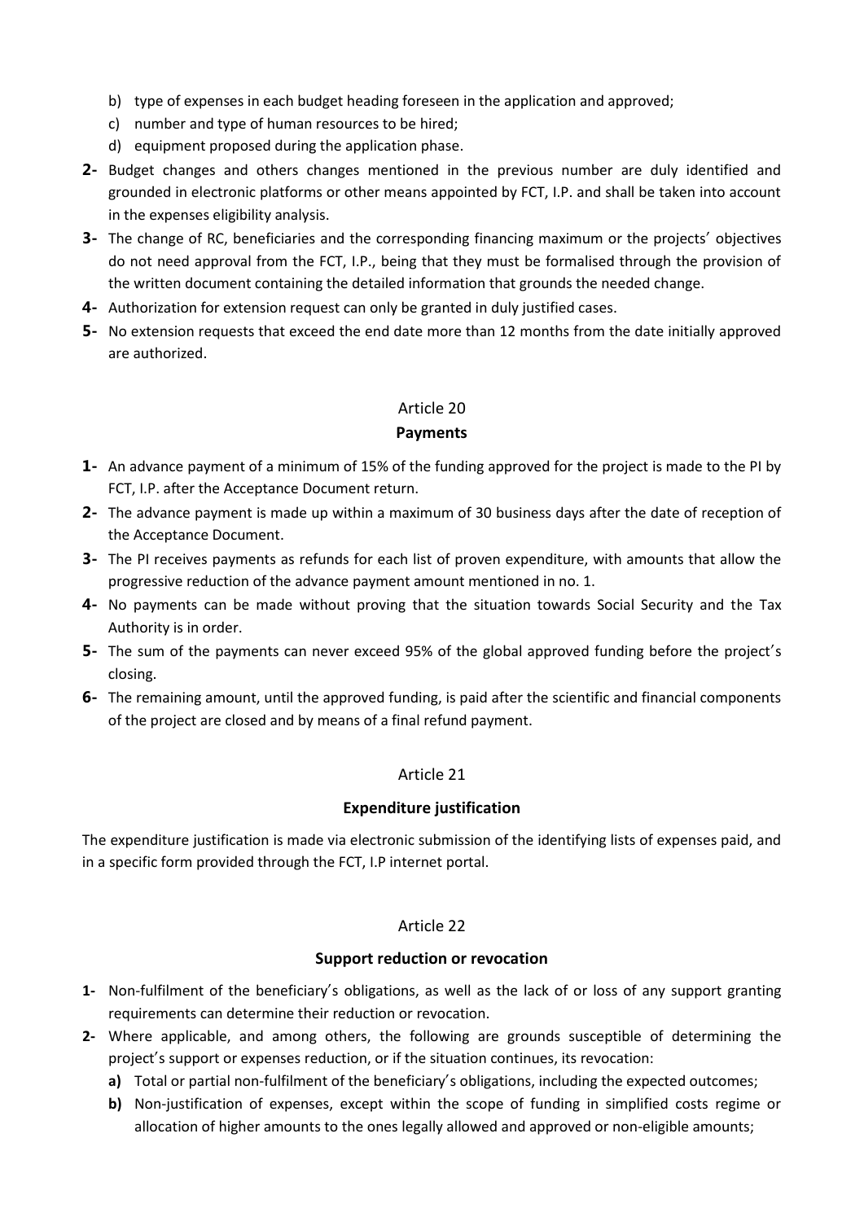b) type of expenses in each budget heading foreseen in the application and approved;
c) number and type of human resources to be hired;
d) equipment proposed during the application phase.

**2-** Budget changes and others changes mentioned in the previous number are duly identified and grounded in electronic platforms or other means appointed by FCT, I.P. and shall be taken into account in the expenses eligibility analysis.

**3-** The change of RC, beneficiaries and the corresponding financing maximum or the projects' objectives do not need approval from the FCT, I.P., being that they must be formalised through the provision of the written document containing the detailed information that grounds the needed change.

**4-** Authorization for extension request can only be granted in duly justified cases.

**5-** No extension requests that exceed the end date more than 12 months from the date initially approved are authorized.

Article 20

**Payments**

**1-** An advance payment of a minimum of 15% of the funding approved for the project is made to the PI by FCT, I.P. after the Acceptance Document return.

**2-** The advance payment is made up within a maximum of 30 business days after the date of reception of the Acceptance Document.

**3-** The PI receives payments as refunds for each list of proven expenditure, with amounts that allow the progressive reduction of the advance payment amount mentioned in no. 1.

**4-** No payments can be made without proving that the situation towards Social Security and the Tax Authority is in order.

**5-** The sum of the payments can never exceed 95% of the global approved funding before the project's closing.

**6-** The remaining amount, until the approved funding, is paid after the scientific and financial components of the project are closed and by means of a final refund payment.

Article 21

**Expenditure justification**

The expenditure justification is made via electronic submission of the identifying lists of expenses paid, and in a specific form provided through the FCT, I.P internet portal.

Article 22

**Support reduction or revocation**

**1-** Non-fulfilment of the beneficiary's obligations, as well as the lack of or loss of any support granting requirements can determine their reduction or revocation.

**2-** Where applicable, and among others, the following are grounds susceptible of determining the project's support or expenses reduction, or if the situation continues, its revocation:

**a)** Total or partial non-fulfilment of the beneficiary's obligations, including the expected outcomes;

**b)** Non-justification of expenses, except within the scope of funding in simplified costs regime or allocation of higher amounts to the ones legally allowed and approved or non-eligible amounts;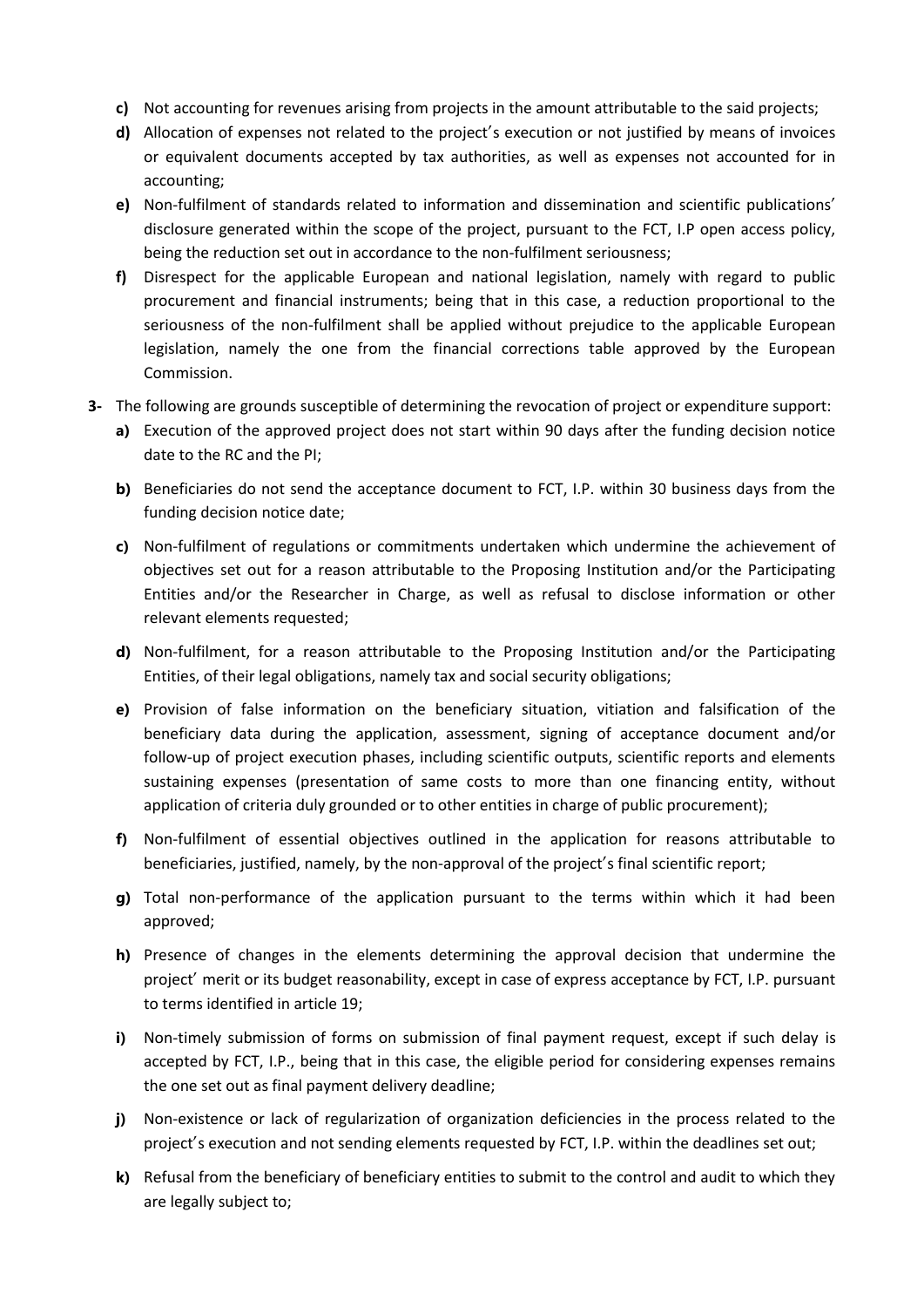- **c)** Not accounting for revenues arising from projects in the amount attributable to the said projects;
- **d)** Allocation of expenses not related to the project's execution or not justified by means of invoices or equivalent documents accepted by tax authorities, as well as expenses not accounted for in accounting;
- **e)** Non-fulfilment of standards related to information and dissemination and scientific publications' disclosure generated within the scope of the project, pursuant to the FCT, I.P open access policy, being the reduction set out in accordance to the non-fulfilment seriousness;
- **f)** Disrespect for the applicable European and national legislation, namely with regard to public procurement and financial instruments; being that in this case, a reduction proportional to the seriousness of the non-fulfilment shall be applied without prejudice to the applicable European legislation, namely the one from the financial corrections table approved by the European Commission.

**3-** The following are grounds susceptible of determining the revocation of project or expenditure support:

- **a)** Execution of the approved project does not start within 90 days after the funding decision notice date to the RC and the PI;
- **b)** Beneficiaries do not send the acceptance document to FCT, I.P. within 30 business days from the funding decision notice date;
- **c)** Non-fulfilment of regulations or commitments undertaken which undermine the achievement of objectives set out for a reason attributable to the Proposing Institution and/or the Participating Entities and/or the Researcher in Charge, as well as refusal to disclose information or other relevant elements requested;
- **d)** Non-fulfilment, for a reason attributable to the Proposing Institution and/or the Participating Entities, of their legal obligations, namely tax and social security obligations;
- **e)** Provision of false information on the beneficiary situation, vitiation and falsification of the beneficiary data during the application, assessment, signing of acceptance document and/or follow-up of project execution phases, including scientific outputs, scientific reports and elements sustaining expenses (presentation of same costs to more than one financing entity, without application of criteria duly grounded or to other entities in charge of public procurement);
- **f)** Non-fulfilment of essential objectives outlined in the application for reasons attributable to beneficiaries, justified, namely, by the non-approval of the project's final scientific report;
- **g)** Total non-performance of the application pursuant to the terms within which it had been approved;
- **h)** Presence of changes in the elements determining the approval decision that undermine the project' merit or its budget reasonability, except in case of express acceptance by FCT, I.P. pursuant to terms identified in article 19;
- **i)** Non-timely submission of forms on submission of final payment request, except if such delay is accepted by FCT, I.P., being that in this case, the eligible period for considering expenses remains the one set out as final payment delivery deadline;
- **j)** Non-existence or lack of regularization of organization deficiencies in the process related to the project's execution and not sending elements requested by FCT, I.P. within the deadlines set out;
- **k)** Refusal from the beneficiary of beneficiary entities to submit to the control and audit to which they are legally subject to;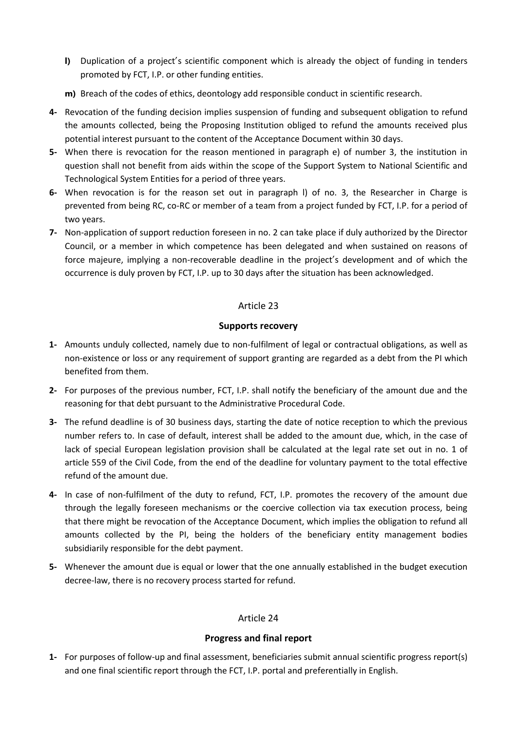- **l)** Duplication of a project's scientific component which is already the object of funding in tenders promoted by FCT, I.P. or other funding entities.
- **m)** Breach of the codes of ethics, deontology add responsible conduct in scientific research.

**4-** Revocation of the funding decision implies suspension of funding and subsequent obligation to refund the amounts collected, being the Proposing Institution obliged to refund the amounts received plus potential interest pursuant to the content of the Acceptance Document within 30 days.

**5-** When there is revocation for the reason mentioned in paragraph e) of number 3, the institution in question shall not benefit from aids within the scope of the Support System to National Scientific and Technological System Entities for a period of three years.

**6-** When revocation is for the reason set out in paragraph l) of no. 3, the Researcher in Charge is prevented from being RC, co-RC or member of a team from a project funded by FCT, I.P. for a period of two years.

**7-** Non-application of support reduction foreseen in no. 2 can take place if duly authorized by the Director Council, or a member in which competence has been delegated and when sustained on reasons of force majeure, implying a non-recoverable deadline in the project's development and of which the occurrence is duly proven by FCT, I.P. up to 30 days after the situation has been acknowledged.

Article 23

## Supports recovery

**1-** Amounts unduly collected, namely due to non-fulfilment of legal or contractual obligations, as well as non-existence or loss or any requirement of support granting are regarded as a debt from the PI which benefited from them.

**2-** For purposes of the previous number, FCT, I.P. shall notify the beneficiary of the amount due and the reasoning for that debt pursuant to the Administrative Procedural Code.

**3-** The refund deadline is of 30 business days, starting the date of notice reception to which the previous number refers to. In case of default, interest shall be added to the amount due, which, in the case of lack of special European legislation provision shall be calculated at the legal rate set out in no. 1 of article 559 of the Civil Code, from the end of the deadline for voluntary payment to the total effective refund of the amount due.

**4-** In case of non-fulfilment of the duty to refund, FCT, I.P. promotes the recovery of the amount due through the legally foreseen mechanisms or the coercive collection via tax execution process, being that there might be revocation of the Acceptance Document, which implies the obligation to refund all amounts collected by the PI, being the holders of the beneficiary entity management bodies subsidiarily responsible for the debt payment.

**5-** Whenever the amount due is equal or lower that the one annually established in the budget execution decree-law, there is no recovery process started for refund.

Article 24

## Progress and final report

**1-** For purposes of follow-up and final assessment, beneficiaries submit annual scientific progress report(s) and one final scientific report through the FCT, I.P. portal and preferentially in English.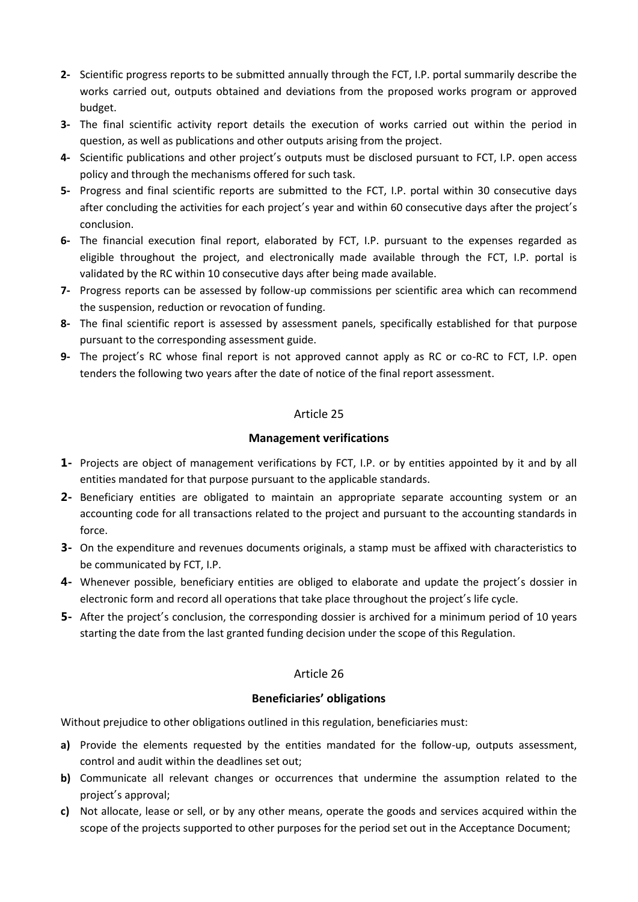2- Scientific progress reports to be submitted annually through the FCT, I.P. portal summarily describe the works carried out, outputs obtained and deviations from the proposed works program or approved budget.

3- The final scientific activity report details the execution of works carried out within the period in question, as well as publications and other outputs arising from the project.

4- Scientific publications and other project's outputs must be disclosed pursuant to FCT, I.P. open access policy and through the mechanisms offered for such task.

5- Progress and final scientific reports are submitted to the FCT, I.P. portal within 30 consecutive days after concluding the activities for each project's year and within 60 consecutive days after the project's conclusion.

6- The financial execution final report, elaborated by FCT, I.P. pursuant to the expenses regarded as eligible throughout the project, and electronically made available through the FCT, I.P. portal is validated by the RC within 10 consecutive days after being made available.

7- Progress reports can be assessed by follow-up commissions per scientific area which can recommend the suspension, reduction or revocation of funding.

8- The final scientific report is assessed by assessment panels, specifically established for that purpose pursuant to the corresponding assessment guide.

9- The project's RC whose final report is not approved cannot apply as RC or co-RC to FCT, I.P. open tenders the following two years after the date of notice of the final report assessment.

Article 25

**Management verifications**

1- Projects are object of management verifications by FCT, I.P. or by entities appointed by it and by all entities mandated for that purpose pursuant to the applicable standards.

2- Beneficiary entities are obligated to maintain an appropriate separate accounting system or an accounting code for all transactions related to the project and pursuant to the accounting standards in force.

3- On the expenditure and revenues documents originals, a stamp must be affixed with characteristics to be communicated by FCT, I.P.

4- Whenever possible, beneficiary entities are obliged to elaborate and update the project's dossier in electronic form and record all operations that take place throughout the project's life cycle.

5- After the project's conclusion, the corresponding dossier is archived for a minimum period of 10 years starting the date from the last granted funding decision under the scope of this Regulation.

Article 26

**Beneficiaries' obligations**

Without prejudice to other obligations outlined in this regulation, beneficiaries must:

a) Provide the elements requested by the entities mandated for the follow-up, outputs assessment, control and audit within the deadlines set out;

b) Communicate all relevant changes or occurrences that undermine the assumption related to the project's approval;

c) Not allocate, lease or sell, or by any other means, operate the goods and services acquired within the scope of the projects supported to other purposes for the period set out in the Acceptance Document;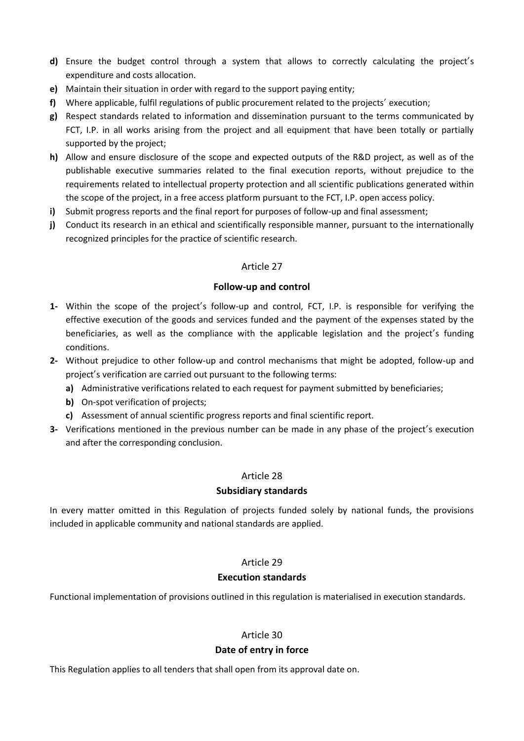**d)** Ensure the budget control through a system that allows to correctly calculating the project's expenditure and costs allocation.

**e)** Maintain their situation in order with regard to the support paying entity;

**f)** Where applicable, fulfil regulations of public procurement related to the projects' execution;

**g)** Respect standards related to information and dissemination pursuant to the terms communicated by FCT, I.P. in all works arising from the project and all equipment that have been totally or partially supported by the project;

**h)** Allow and ensure disclosure of the scope and expected outputs of the R&D project, as well as of the publishable executive summaries related to the final execution reports, without prejudice to the requirements related to intellectual property protection and all scientific publications generated within the scope of the project, in a free access platform pursuant to the FCT, I.P. open access policy.

**i)** Submit progress reports and the final report for purposes of follow-up and final assessment;

**j)** Conduct its research in an ethical and scientifically responsible manner, pursuant to the internationally recognized principles for the practice of scientific research.

Article 27

**Follow-up and control**

**1-** Within the scope of the project's follow-up and control, FCT, I.P. is responsible for verifying the effective execution of the goods and services funded and the payment of the expenses stated by the beneficiaries, as well as the compliance with the applicable legislation and the project's funding conditions.

**2-** Without prejudice to other follow-up and control mechanisms that might be adopted, follow-up and project's verification are carried out pursuant to the following terms:

- **a)** Administrative verifications related to each request for payment submitted by beneficiaries;
- **b)** On-spot verification of projects;
- **c)** Assessment of annual scientific progress reports and final scientific report.

**3-** Verifications mentioned in the previous number can be made in any phase of the project's execution and after the corresponding conclusion.

Article 28

**Subsidiary standards**

In every matter omitted in this Regulation of projects funded solely by national funds, the provisions included in applicable community and national standards are applied.

Article 29

**Execution standards**

Functional implementation of provisions outlined in this regulation is materialised in execution standards.

Article 30

**Date of entry in force**

This Regulation applies to all tenders that shall open from its approval date on.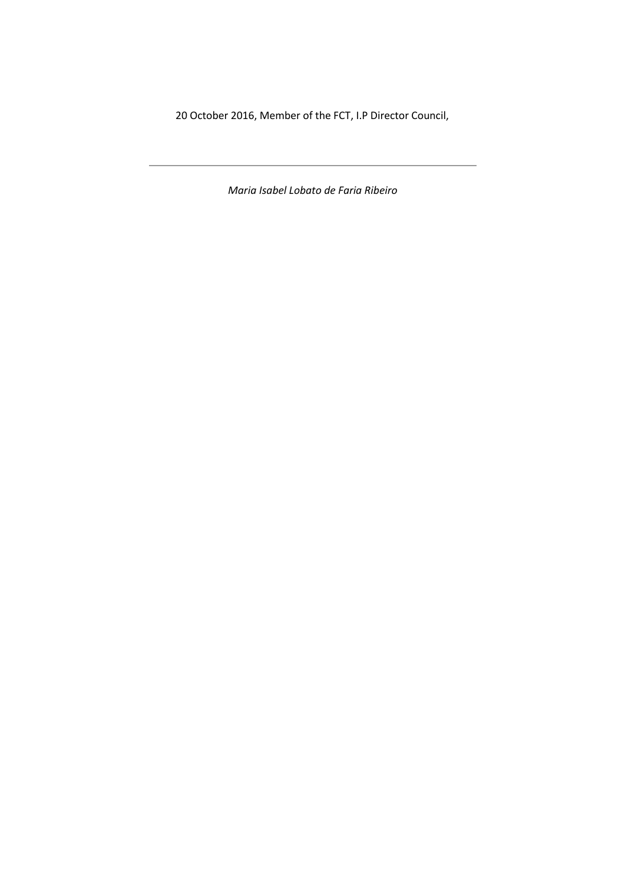20 October 2016, Member of the FCT, I.P Director Council,

---

*Maria Isabel Lobato de Faria Ribeiro*